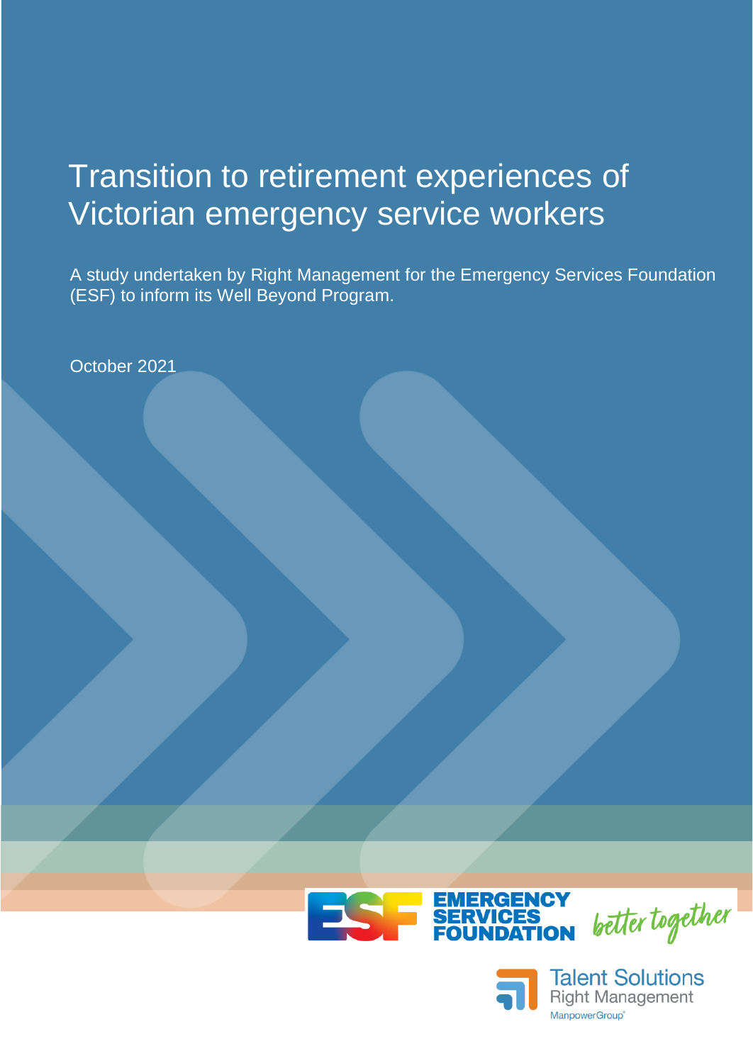# Transition to retirement experiences of Victorian emergency service workers

A study undertaken by Right Management for the Emergency Services Foundation (ESF) to inform its Well Beyond Program.

October 2021

EMERGENCY SERVICES FOUNDATION *better together*

Talent Solutions
Right Management
ManpowerGroup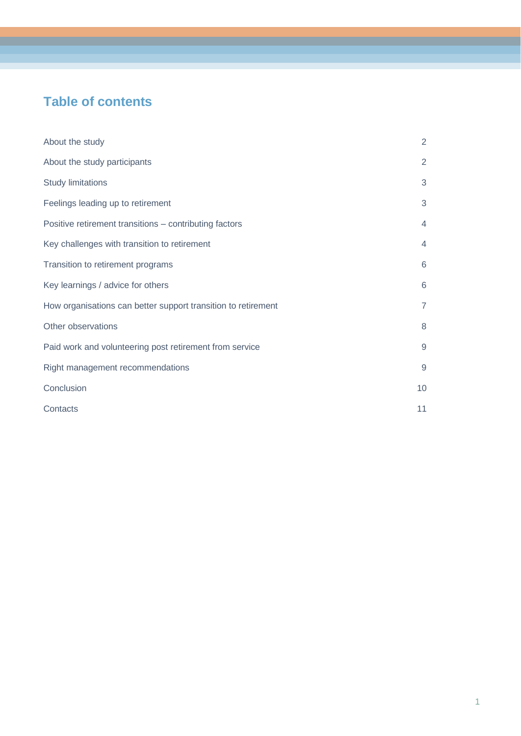## Table of contents

| | |
|---|---|
| About the study | 2 |
| About the study participants | 2 |
| Study limitations | 3 |
| Feelings leading up to retirement | 3 |
| Positive retirement transitions – contributing factors | 4 |
| Key challenges with transition to retirement | 4 |
| Transition to retirement programs | 6 |
| Key learnings / advice for others | 6 |
| How organisations can better support transition to retirement | 7 |
| Other observations | 8 |
| Paid work and volunteering post retirement from service | 9 |
| Right management recommendations | 9 |
| Conclusion | 10 |
| Contacts | 11 |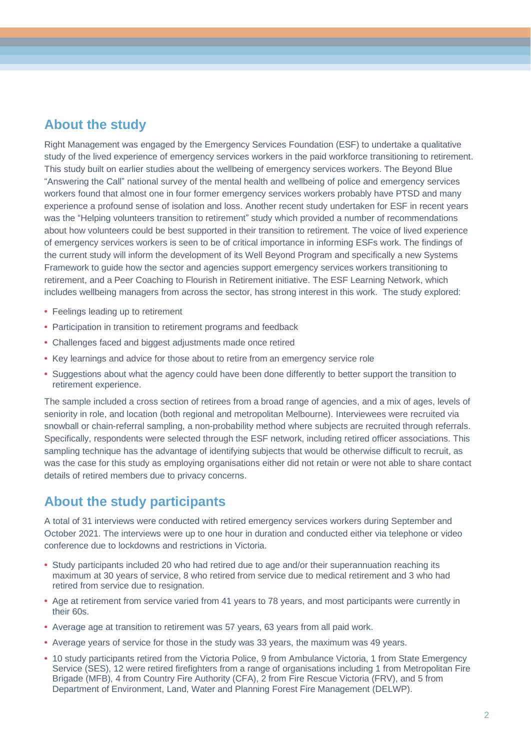## About the study

Right Management was engaged by the Emergency Services Foundation (ESF) to undertake a qualitative study of the lived experience of emergency services workers in the paid workforce transitioning to retirement. This study built on earlier studies about the wellbeing of emergency services workers. The Beyond Blue "Answering the Call" national survey of the mental health and wellbeing of police and emergency services workers found that almost one in four former emergency services workers probably have PTSD and many experience a profound sense of isolation and loss. Another recent study undertaken for ESF in recent years was the "Helping volunteers transition to retirement" study which provided a number of recommendations about how volunteers could be best supported in their transition to retirement. The voice of lived experience of emergency services workers is seen to be of critical importance in informing ESFs work. The findings of the current study will inform the development of its Well Beyond Program and specifically a new Systems Framework to guide how the sector and agencies support emergency services workers transitioning to retirement, and a Peer Coaching to Flourish in Retirement initiative. The ESF Learning Network, which includes wellbeing managers from across the sector, has strong interest in this work. The study explored:

- Feelings leading up to retirement
- Participation in transition to retirement programs and feedback
- Challenges faced and biggest adjustments made once retired
- Key learnings and advice for those about to retire from an emergency service role
- Suggestions about what the agency could have been done differently to better support the transition to retirement experience.

The sample included a cross section of retirees from a broad range of agencies, and a mix of ages, levels of seniority in role, and location (both regional and metropolitan Melbourne). Interviewees were recruited via snowball or chain-referral sampling, a non-probability method where subjects are recruited through referrals. Specifically, respondents were selected through the ESF network, including retired officer associations. This sampling technique has the advantage of identifying subjects that would be otherwise difficult to recruit, as was the case for this study as employing organisations either did not retain or were not able to share contact details of retired members due to privacy concerns.

## About the study participants

A total of 31 interviews were conducted with retired emergency services workers during September and October 2021. The interviews were up to one hour in duration and conducted either via telephone or video conference due to lockdowns and restrictions in Victoria.

- Study participants included 20 who had retired due to age and/or their superannuation reaching its maximum at 30 years of service, 8 who retired from service due to medical retirement and 3 who had retired from service due to resignation.
- Age at retirement from service varied from 41 years to 78 years, and most participants were currently in their 60s.
- Average age at transition to retirement was 57 years, 63 years from all paid work.
- Average years of service for those in the study was 33 years, the maximum was 49 years.
- 10 study participants retired from the Victoria Police, 9 from Ambulance Victoria, 1 from State Emergency Service (SES), 12 were retired firefighters from a range of organisations including 1 from Metropolitan Fire Brigade (MFB), 4 from Country Fire Authority (CFA), 2 from Fire Rescue Victoria (FRV), and 5 from Department of Environment, Land, Water and Planning Forest Fire Management (DELWP).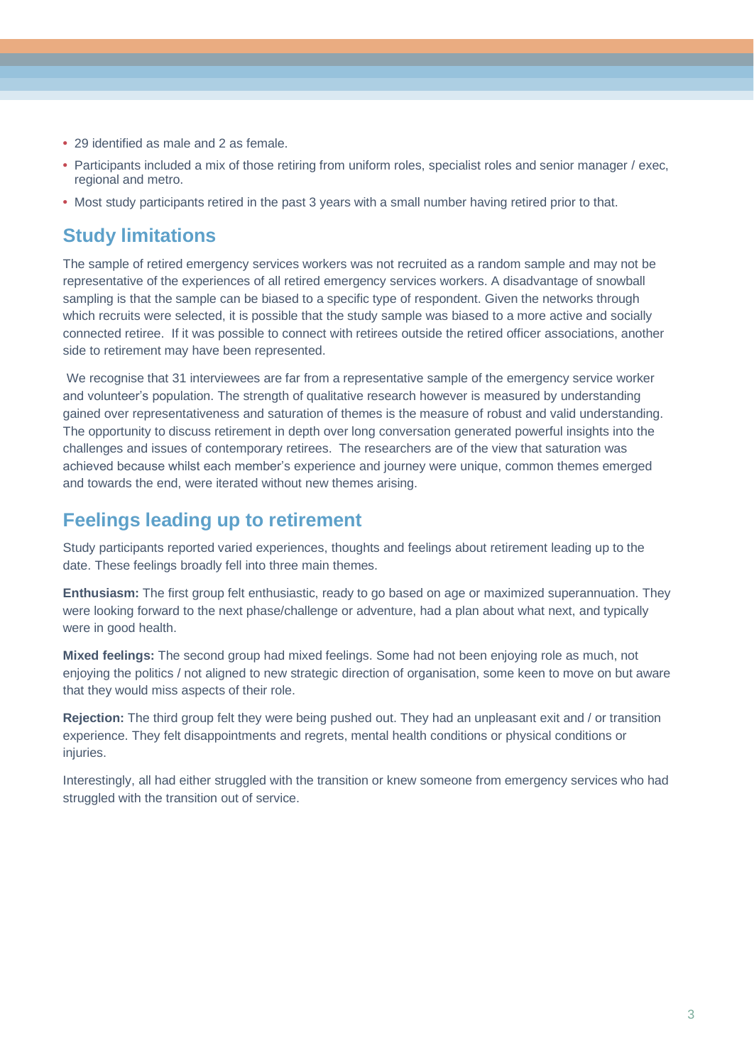- 29 identified as male and 2 as female.
- Participants included a mix of those retiring from uniform roles, specialist roles and senior manager / exec, regional and metro.
- Most study participants retired in the past 3 years with a small number having retired prior to that.

## Study limitations

The sample of retired emergency services workers was not recruited as a random sample and may not be representative of the experiences of all retired emergency services workers. A disadvantage of snowball sampling is that the sample can be biased to a specific type of respondent. Given the networks through which recruits were selected, it is possible that the study sample was biased to a more active and socially connected retiree. If it was possible to connect with retirees outside the retired officer associations, another side to retirement may have been represented.

We recognise that 31 interviewees are far from a representative sample of the emergency service worker and volunteer's population. The strength of qualitative research however is measured by understanding gained over representativeness and saturation of themes is the measure of robust and valid understanding. The opportunity to discuss retirement in depth over long conversation generated powerful insights into the challenges and issues of contemporary retirees. The researchers are of the view that saturation was achieved because whilst each member's experience and journey were unique, common themes emerged and towards the end, were iterated without new themes arising.

## Feelings leading up to retirement

Study participants reported varied experiences, thoughts and feelings about retirement leading up to the date. These feelings broadly fell into three main themes.

**Enthusiasm:** The first group felt enthusiastic, ready to go based on age or maximized superannuation. They were looking forward to the next phase/challenge or adventure, had a plan about what next, and typically were in good health.

**Mixed feelings:** The second group had mixed feelings. Some had not been enjoying role as much, not enjoying the politics / not aligned to new strategic direction of organisation, some keen to move on but aware that they would miss aspects of their role.

**Rejection:** The third group felt they were being pushed out. They had an unpleasant exit and / or transition experience. They felt disappointments and regrets, mental health conditions or physical conditions or injuries.

Interestingly, all had either struggled with the transition or knew someone from emergency services who had struggled with the transition out of service.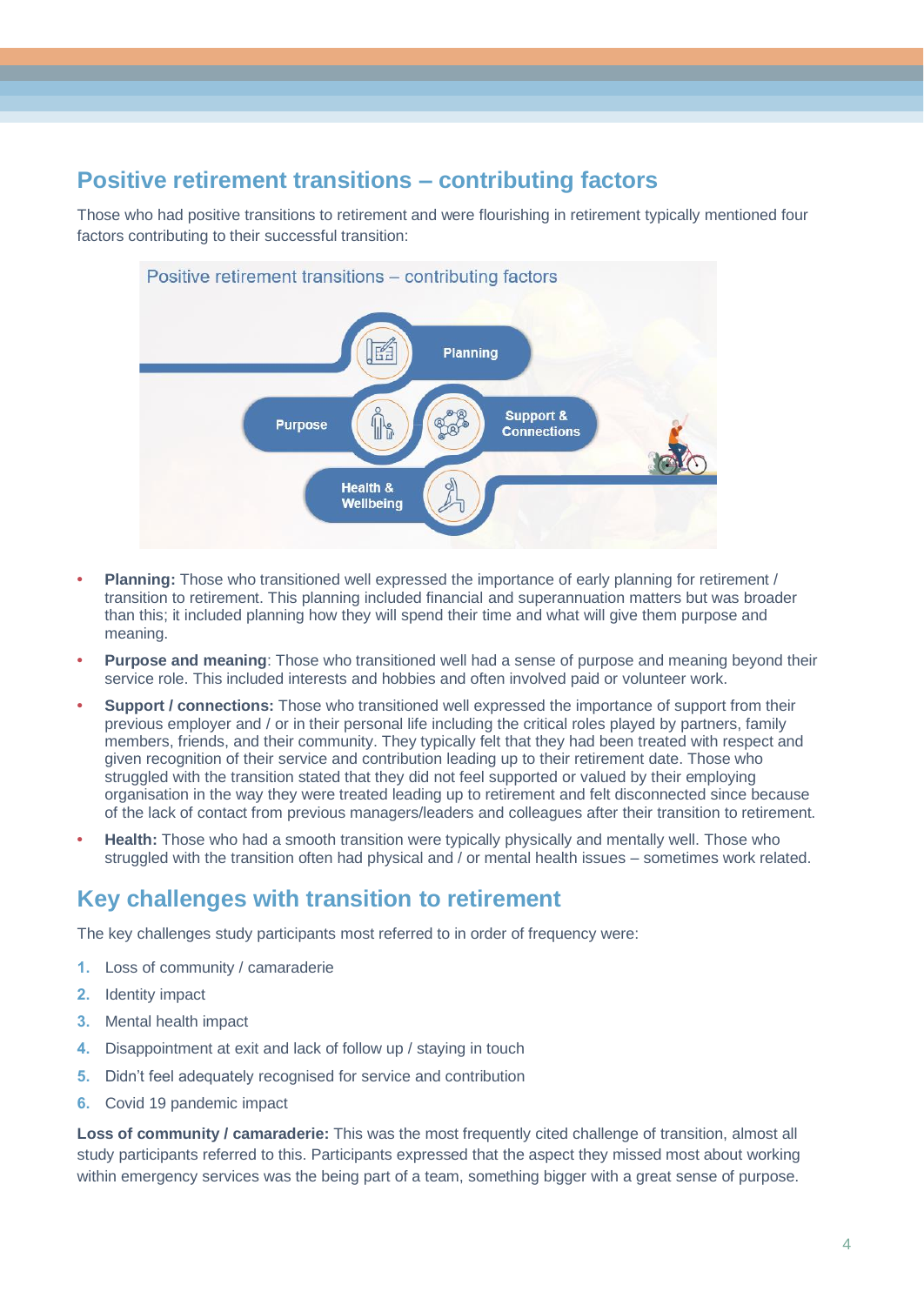## Positive retirement transitions – contributing factors

Those who had positive transitions to retirement and were flourishing in retirement typically mentioned four factors contributing to their successful transition:

Positive retirement transitions – contributing factors

Planning

Purpose

Support & Connections

Health & Wellbeing

- **Planning:** Those who transitioned well expressed the importance of early planning for retirement / transition to retirement. This planning included financial and superannuation matters but was broader than this; it included planning how they will spend their time and what will give them purpose and meaning.
- **Purpose and meaning**: Those who transitioned well had a sense of purpose and meaning beyond their service role. This included interests and hobbies and often involved paid or volunteer work.
- **Support / connections:** Those who transitioned well expressed the importance of support from their previous employer and / or in their personal life including the critical roles played by partners, family members, friends, and their community. They typically felt that they had been treated with respect and given recognition of their service and contribution leading up to their retirement date. Those who struggled with the transition stated that they did not feel supported or valued by their employing organisation in the way they were treated leading up to retirement and felt disconnected since because of the lack of contact from previous managers/leaders and colleagues after their transition to retirement.
- **Health:** Those who had a smooth transition were typically physically and mentally well. Those who struggled with the transition often had physical and / or mental health issues – sometimes work related.

## Key challenges with transition to retirement

The key challenges study participants most referred to in order of frequency were:

1. Loss of community / camaraderie
2. Identity impact
3. Mental health impact
4. Disappointment at exit and lack of follow up / staying in touch
5. Didn't feel adequately recognised for service and contribution
6. Covid 19 pandemic impact

**Loss of community / camaraderie:** This was the most frequently cited challenge of transition, almost all study participants referred to this. Participants expressed that the aspect they missed most about working within emergency services was the being part of a team, something bigger with a great sense of purpose.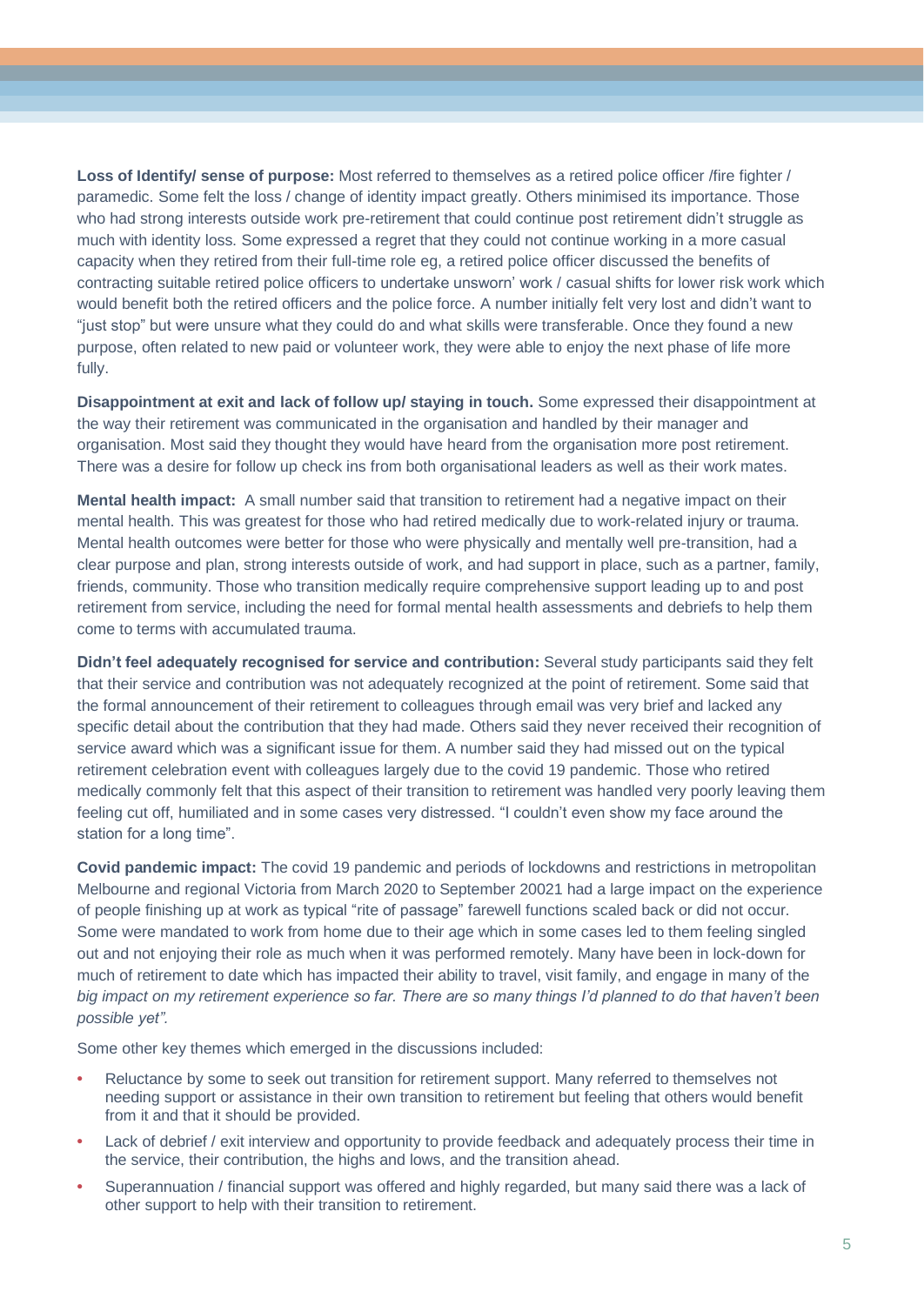**Loss of Identify/ sense of purpose:** Most referred to themselves as a retired police officer /fire fighter / paramedic. Some felt the loss / change of identity impact greatly. Others minimised its importance. Those who had strong interests outside work pre-retirement that could continue post retirement didn't struggle as much with identity loss. Some expressed a regret that they could not continue working in a more casual capacity when they retired from their full-time role eg, a retired police officer discussed the benefits of contracting suitable retired police officers to undertake unsworn' work / casual shifts for lower risk work which would benefit both the retired officers and the police force. A number initially felt very lost and didn't want to "just stop" but were unsure what they could do and what skills were transferable. Once they found a new purpose, often related to new paid or volunteer work, they were able to enjoy the next phase of life more fully.

**Disappointment at exit and lack of follow up/ staying in touch.** Some expressed their disappointment at the way their retirement was communicated in the organisation and handled by their manager and organisation. Most said they thought they would have heard from the organisation more post retirement. There was a desire for follow up check ins from both organisational leaders as well as their work mates.

**Mental health impact:** A small number said that transition to retirement had a negative impact on their mental health. This was greatest for those who had retired medically due to work-related injury or trauma. Mental health outcomes were better for those who were physically and mentally well pre-transition, had a clear purpose and plan, strong interests outside of work, and had support in place, such as a partner, family, friends, community. Those who transition medically require comprehensive support leading up to and post retirement from service, including the need for formal mental health assessments and debriefs to help them come to terms with accumulated trauma.

**Didn't feel adequately recognised for service and contribution:** Several study participants said they felt that their service and contribution was not adequately recognized at the point of retirement. Some said that the formal announcement of their retirement to colleagues through email was very brief and lacked any specific detail about the contribution that they had made. Others said they never received their recognition of service award which was a significant issue for them. A number said they had missed out on the typical retirement celebration event with colleagues largely due to the covid 19 pandemic. Those who retired medically commonly felt that this aspect of their transition to retirement was handled very poorly leaving them feeling cut off, humiliated and in some cases very distressed. "I couldn't even show my face around the station for a long time".

**Covid pandemic impact:** The covid 19 pandemic and periods of lockdowns and restrictions in metropolitan Melbourne and regional Victoria from March 2020 to September 20021 had a large impact on the experience of people finishing up at work as typical "rite of passage" farewell functions scaled back or did not occur. Some were mandated to work from home due to their age which in some cases led to them feeling singled out and not enjoying their role as much when it was performed remotely. Many have been in lock-down for much of retirement to date which has impacted their ability to travel, visit family, and engage in many of the *big impact on my retirement experience so far. There are so many things I'd planned to do that haven't been possible yet".*

Some other key themes which emerged in the discussions included:

- Reluctance by some to seek out transition for retirement support. Many referred to themselves not needing support or assistance in their own transition to retirement but feeling that others would benefit from it and that it should be provided.
- Lack of debrief / exit interview and opportunity to provide feedback and adequately process their time in the service, their contribution, the highs and lows, and the transition ahead.
- Superannuation / financial support was offered and highly regarded, but many said there was a lack of other support to help with their transition to retirement.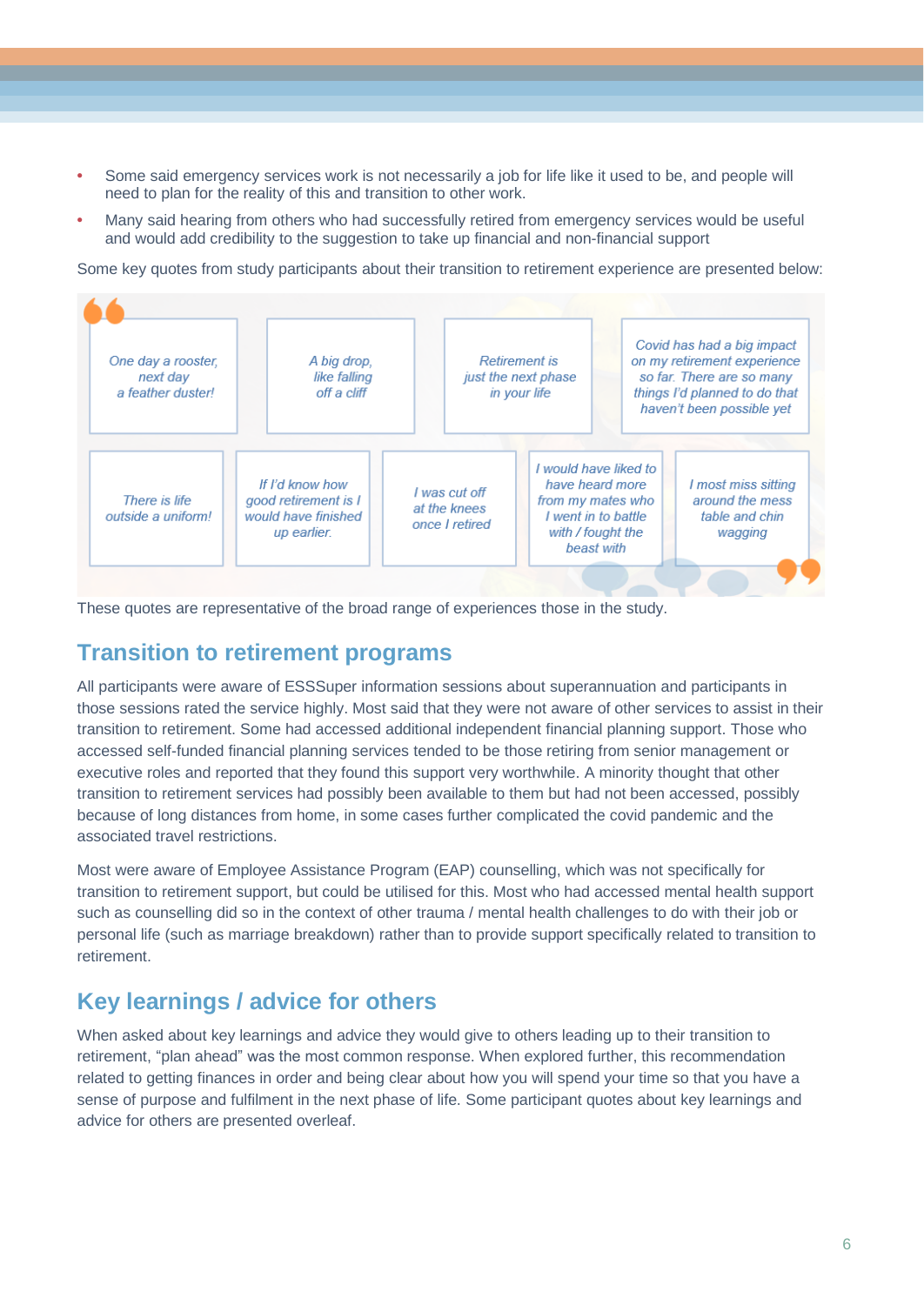- Some said emergency services work is not necessarily a job for life like it used to be, and people will need to plan for the reality of this and transition to other work.
- Many said hearing from others who had successfully retired from emergency services would be useful and would add credibility to the suggestion to take up financial and non-financial support

Some key quotes from study participants about their transition to retirement experience are presented below:

> *One day a rooster, next day a feather duster!*

> *A big drop, like falling off a cliff*

> *Retirement is just the next phase in your life*

> *Covid has had a big impact on my retirement experience so far. There are so many things I'd planned to do that haven't been possible yet*

> *There is life outside a uniform!*

> *If I'd know how good retirement is I would have finished up earlier.*

> *I was cut off at the knees once I retired*

> *I would have liked to have heard more from my mates who I went in to battle with / fought the beast with*

> *I most miss sitting around the mess table and chin wagging*

These quotes are representative of the broad range of experiences those in the study.

## Transition to retirement programs

All participants were aware of ESSSuper information sessions about superannuation and participants in those sessions rated the service highly. Most said that they were not aware of other services to assist in their transition to retirement. Some had accessed additional independent financial planning support. Those who accessed self-funded financial planning services tended to be those retiring from senior management or executive roles and reported that they found this support very worthwhile. A minority thought that other transition to retirement services had possibly been available to them but had not been accessed, possibly because of long distances from home, in some cases further complicated the covid pandemic and the associated travel restrictions.

Most were aware of Employee Assistance Program (EAP) counselling, which was not specifically for transition to retirement support, but could be utilised for this. Most who had accessed mental health support such as counselling did so in the context of other trauma / mental health challenges to do with their job or personal life (such as marriage breakdown) rather than to provide support specifically related to transition to retirement.

## Key learnings / advice for others

When asked about key learnings and advice they would give to others leading up to their transition to retirement, "plan ahead" was the most common response. When explored further, this recommendation related to getting finances in order and being clear about how you will spend your time so that you have a sense of purpose and fulfilment in the next phase of life. Some participant quotes about key learnings and advice for others are presented overleaf.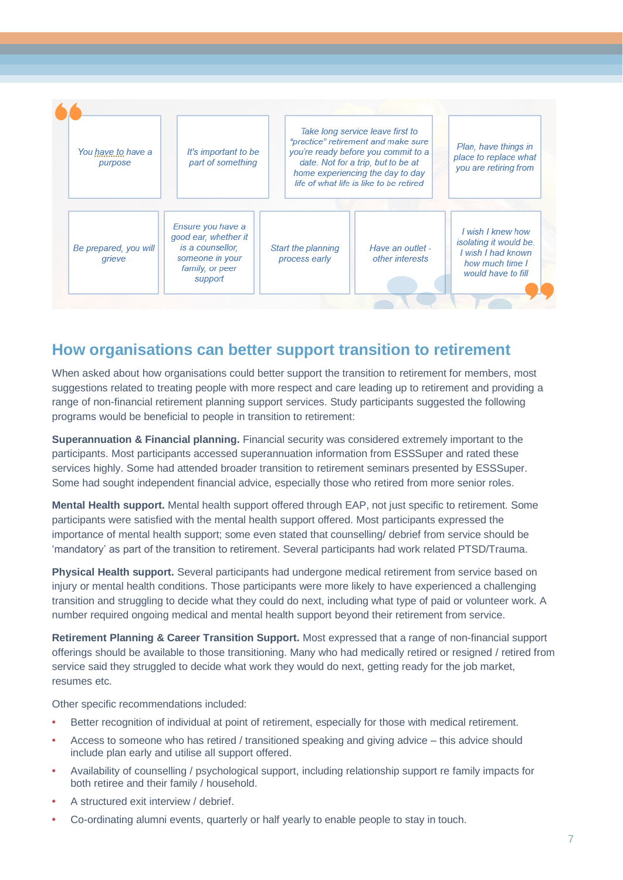> *You have to have a purpose*

> *It's important to be part of something*

> *Take long service leave first to "practice" retirement and make sure you're ready before you commit to a date. Not for a trip, but to be at home experiencing the day to day life of what life is like to be retired*

> *Plan, have things in place to replace what you are retiring from*

> *Be prepared, you will grieve*

> *Ensure you have a good ear, whether it is a counsellor, someone in your family, or peer support*

> *Start the planning process early*

> *Have an outlet - other interests*

> *I wish I knew how isolating it would be. I wish I had known how much time I would have to fill*

## How organisations can better support transition to retirement

When asked about how organisations could better support the transition to retirement for members, most suggestions related to treating people with more respect and care leading up to retirement and providing a range of non-financial retirement planning support services. Study participants suggested the following programs would be beneficial to people in transition to retirement:

**Superannuation & Financial planning.** Financial security was considered extremely important to the participants. Most participants accessed superannuation information from ESSSuper and rated these services highly. Some had attended broader transition to retirement seminars presented by ESSSuper. Some had sought independent financial advice, especially those who retired from more senior roles.

**Mental Health support.** Mental health support offered through EAP, not just specific to retirement. Some participants were satisfied with the mental health support offered. Most participants expressed the importance of mental health support; some even stated that counselling/ debrief from service should be 'mandatory' as part of the transition to retirement. Several participants had work related PTSD/Trauma.

**Physical Health support.** Several participants had undergone medical retirement from service based on injury or mental health conditions. Those participants were more likely to have experienced a challenging transition and struggling to decide what they could do next, including what type of paid or volunteer work. A number required ongoing medical and mental health support beyond their retirement from service.

**Retirement Planning & Career Transition Support.** Most expressed that a range of non-financial support offerings should be available to those transitioning. Many who had medically retired or resigned / retired from service said they struggled to decide what work they would do next, getting ready for the job market, resumes etc.

Other specific recommendations included:

- Better recognition of individual at point of retirement, especially for those with medical retirement.
- Access to someone who has retired / transitioned speaking and giving advice – this advice should include plan early and utilise all support offered.
- Availability of counselling / psychological support, including relationship support re family impacts for both retiree and their family / household.
- A structured exit interview / debrief.
- Co-ordinating alumni events, quarterly or half yearly to enable people to stay in touch.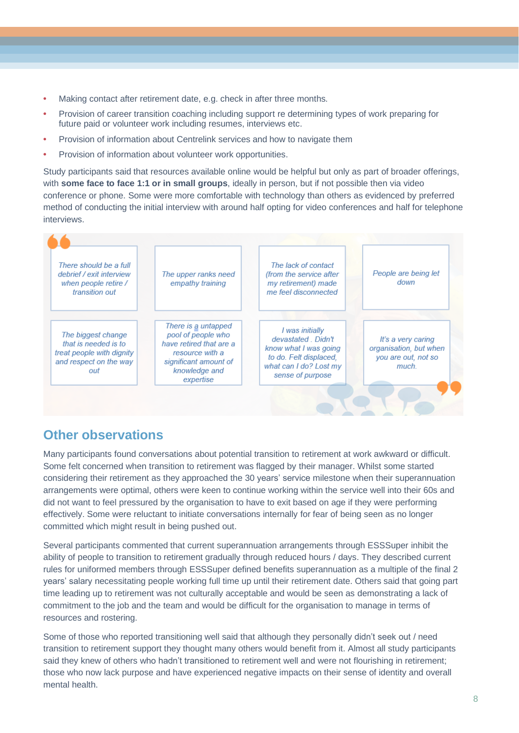- Making contact after retirement date, e.g. check in after three months.
- Provision of career transition coaching including support re determining types of work preparing for future paid or volunteer work including resumes, interviews etc.
- Provision of information about Centrelink services and how to navigate them
- Provision of information about volunteer work opportunities.

Study participants said that resources available online would be helpful but only as part of broader offerings, with **some face to face 1:1 or in small groups**, ideally in person, but if not possible then via video conference or phone. Some were more comfortable with technology than others as evidenced by preferred method of conducting the initial interview with around half opting for video conferences and half for telephone interviews.

> *There should be a full debrief / exit interview when people retire / transition out*

> *The upper ranks need empathy training*

> *The lack of contact (from the service after my retirement) made me feel disconnected*

> *People are being let down*

> *The biggest change that is needed is to treat people with dignity and respect on the way out*

> *There is a untapped pool of people who have retired that are a resource with a significant amount of knowledge and expertise*

> *I was initially devastated . Didn't know what I was going to do. Felt displaced, what can I do? Lost my sense of purpose*

> *It's a very caring organisation, but when you are out, not so much.*

## Other observations

Many participants found conversations about potential transition to retirement at work awkward or difficult. Some felt concerned when transition to retirement was flagged by their manager. Whilst some started considering their retirement as they approached the 30 years' service milestone when their superannuation arrangements were optimal, others were keen to continue working within the service well into their 60s and did not want to feel pressured by the organisation to have to exit based on age if they were performing effectively. Some were reluctant to initiate conversations internally for fear of being seen as no longer committed which might result in being pushed out.

Several participants commented that current superannuation arrangements through ESSSuper inhibit the ability of people to transition to retirement gradually through reduced hours / days. They described current rules for uniformed members through ESSSuper defined benefits superannuation as a multiple of the final 2 years' salary necessitating people working full time up until their retirement date. Others said that going part time leading up to retirement was not culturally acceptable and would be seen as demonstrating a lack of commitment to the job and the team and would be difficult for the organisation to manage in terms of resources and rostering.

Some of those who reported transitioning well said that although they personally didn't seek out / need transition to retirement support they thought many others would benefit from it. Almost all study participants said they knew of others who hadn't transitioned to retirement well and were not flourishing in retirement; those who now lack purpose and have experienced negative impacts on their sense of identity and overall mental health.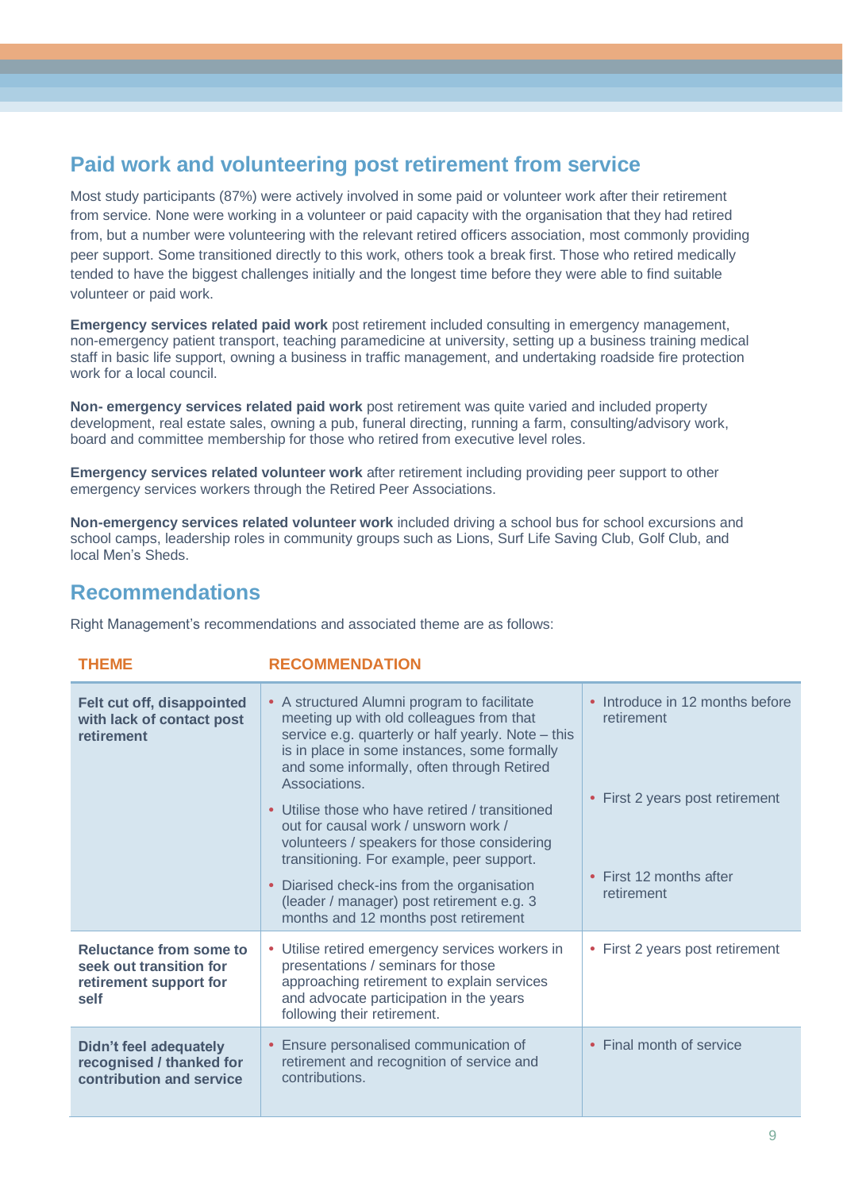## Paid work and volunteering post retirement from service

Most study participants (87%) were actively involved in some paid or volunteer work after their retirement from service. None were working in a volunteer or paid capacity with the organisation that they had retired from, but a number were volunteering with the relevant retired officers association, most commonly providing peer support. Some transitioned directly to this work, others took a break first. Those who retired medically tended to have the biggest challenges initially and the longest time before they were able to find suitable volunteer or paid work.

**Emergency services related paid work** post retirement included consulting in emergency management, non-emergency patient transport, teaching paramedicine at university, setting up a business training medical staff in basic life support, owning a business in traffic management, and undertaking roadside fire protection work for a local council.

**Non- emergency services related paid work** post retirement was quite varied and included property development, real estate sales, owning a pub, funeral directing, running a farm, consulting/advisory work, board and committee membership for those who retired from executive level roles.

**Emergency services related volunteer work** after retirement including providing peer support to other emergency services workers through the Retired Peer Associations.

**Non-emergency services related volunteer work** included driving a school bus for school excursions and school camps, leadership roles in community groups such as Lions, Surf Life Saving Club, Golf Club, and local Men's Sheds.

## Recommendations

Right Management's recommendations and associated theme are as follows:

| THEME | RECOMMENDATION | |
|---|---|---|
| **Felt cut off, disappointed with lack of contact post retirement** | • A structured Alumni program to facilitate meeting up with old colleagues from that service e.g. quarterly or half yearly. Note – this is in place in some instances, some formally and some informally, often through Retired Associations. | • Introduce in 12 months before retirement |
| | • Utilise those who have retired / transitioned out for causal work / unsworn work / volunteers / speakers for those considering transitioning. For example, peer support. | • First 2 years post retirement |
| | • Diarised check-ins from the organisation (leader / manager) post retirement e.g. 3 months and 12 months post retirement | • First 12 months after retirement |
| **Reluctance from some to seek out transition for retirement support for self** | • Utilise retired emergency services workers in presentations / seminars for those approaching retirement to explain services and advocate participation in the years following their retirement. | • First 2 years post retirement |
| **Didn't feel adequately recognised / thanked for contribution and service** | • Ensure personalised communication of retirement and recognition of service and contributions. | • Final month of service |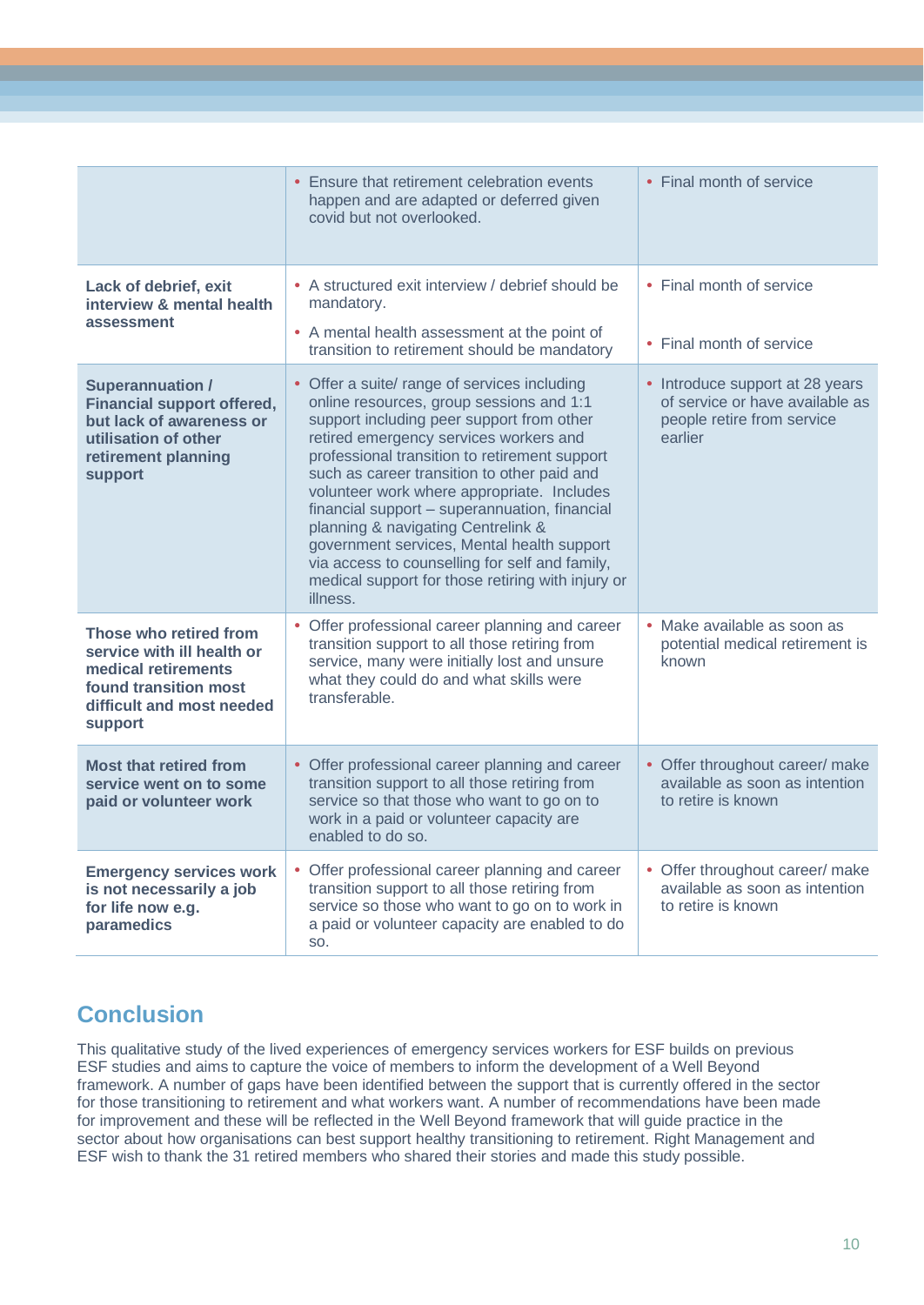| | | |
|---|---|---|
| | • Ensure that retirement celebration events happen and are adapted or deferred given covid but not overlooked. | • Final month of service |
| **Lack of debrief, exit interview & mental health assessment** | • A structured exit interview / debrief should be mandatory.<br>• A mental health assessment at the point of transition to retirement should be mandatory | • Final month of service<br>• Final month of service |
| **Superannuation / Financial support offered, but lack of awareness or utilisation of other retirement planning support** | • Offer a suite/ range of services including online resources, group sessions and 1:1 support including peer support from other retired emergency services workers and professional transition to retirement support such as career transition to other paid and volunteer work where appropriate. Includes financial support – superannuation, financial planning & navigating Centrelink & government services, Mental health support via access to counselling for self and family, medical support for those retiring with injury or illness. | • Introduce support at 28 years of service or have available as people retire from service earlier |
| **Those who retired from service with ill health or medical retirements found transition most difficult and most needed support** | • Offer professional career planning and career transition support to all those retiring from service, many were initially lost and unsure what they could do and what skills were transferable. | • Make available as soon as potential medical retirement is known |
| **Most that retired from service went on to some paid or volunteer work** | • Offer professional career planning and career transition support to all those retiring from service so that those who want to go on to work in a paid or volunteer capacity are enabled to do so. | • Offer throughout career/ make available as soon as intention to retire is known |
| **Emergency services work is not necessarily a job for life now e.g. paramedics** | • Offer professional career planning and career transition support to all those retiring from service so those who want to go on to work in a paid or volunteer capacity are enabled to do so. | • Offer throughout career/ make available as soon as intention to retire is known |

## Conclusion

This qualitative study of the lived experiences of emergency services workers for ESF builds on previous ESF studies and aims to capture the voice of members to inform the development of a Well Beyond framework. A number of gaps have been identified between the support that is currently offered in the sector for those transitioning to retirement and what workers want. A number of recommendations have been made for improvement and these will be reflected in the Well Beyond framework that will guide practice in the sector about how organisations can best support healthy transitioning to retirement. Right Management and ESF wish to thank the 31 retired members who shared their stories and made this study possible.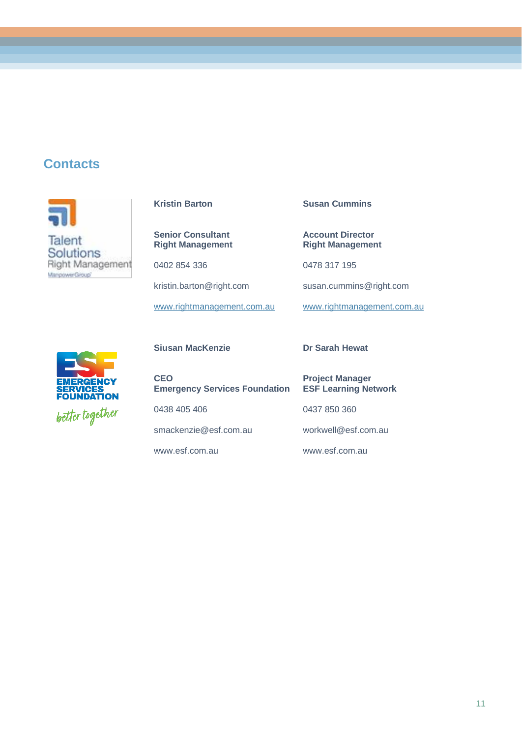## Contacts

**Kristin Barton**

**Senior Consultant**
**Right Management**

0402 854 336

kristin.barton@right.com

www.rightmanagement.com.au

**Susan Cummins**

**Account Director**
**Right Management**

0478 317 195

susan.cummins@right.com

www.rightmanagement.com.au

**Siusan MacKenzie**

**CEO**
**Emergency Services Foundation**

0438 405 406

smackenzie@esf.com.au

www.esf.com.au

**Dr Sarah Hewat**

**Project Manager**
**ESF Learning Network**

0437 850 360

workwell@esf.com.au

www.esf.com.au